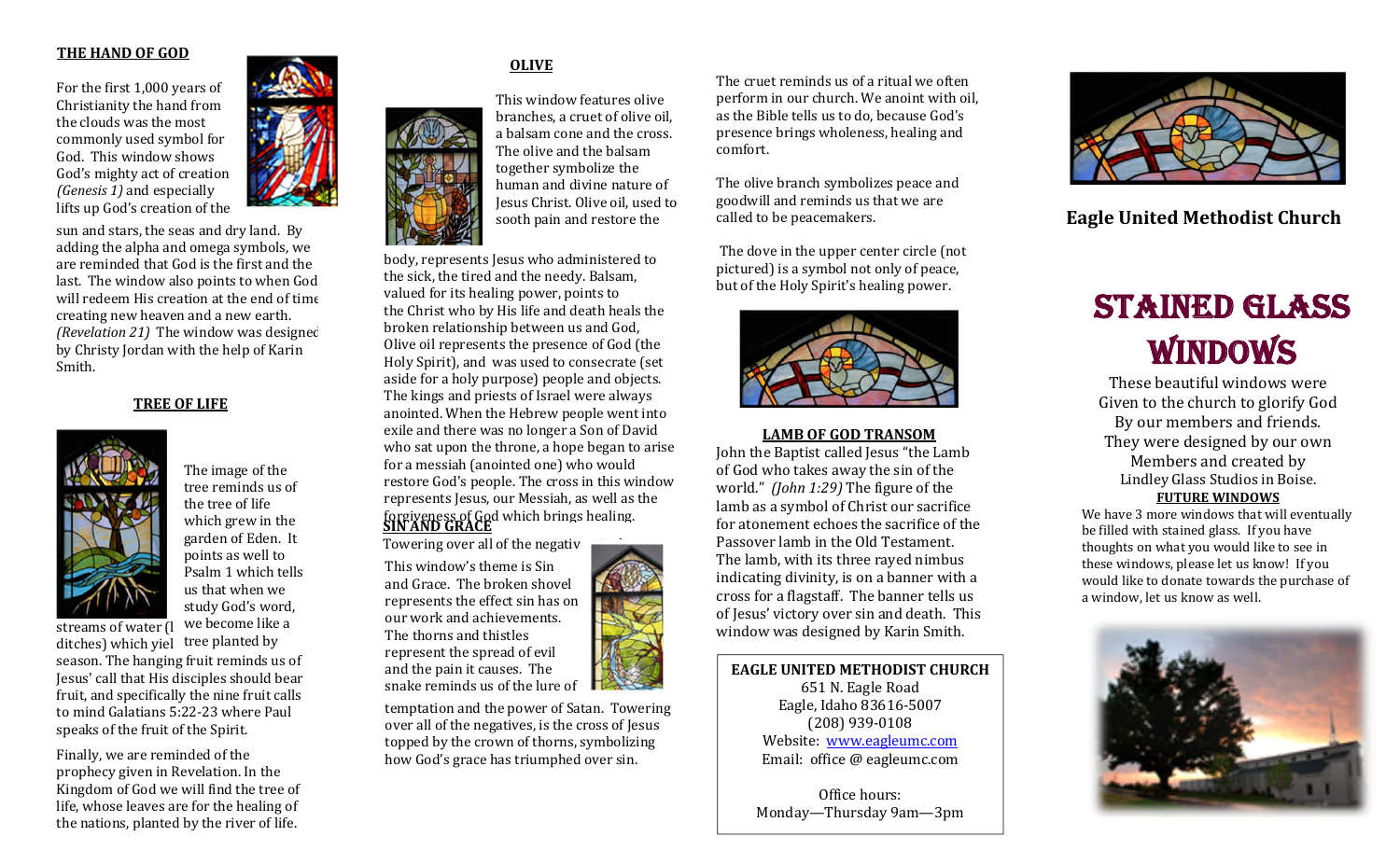## THE HAND OF GOD

For the first 1,000 years of Christianity the hand from the clouds was the most commonly used symbol for God. This window shows God's mighty act of creation *(Genesis 1)* and especially lifts up God's creation of the sun and stars, the seas and dry land. By adding the alpha and omega symbols, we are reminded that God is the first and the last. The window also points to when God will redeem His creation at the end of time creating new heaven and a new earth. *(Revelation 21)* The window was designed by Christy Jordan with the help of Karin Smith.

## TREE OF LIFE

The image of the tree reminds us of the tree of life which grew in the garden of Eden. It points as well to Psalm 1 which tells us that when we study God's word, we become like a tree planted by streams of water (l ditches) which yiel season. The hanging fruit reminds us of Jesus' call that His disciples should bear fruit, and specifically the nine fruit calls to mind Galatians 5:22-23 where Paul speaks of the fruit of the Spirit.

Finally, we are reminded of the prophecy given in Revelation. In the Kingdom of God we will find the tree of life, whose leaves are for the healing of the nations, planted by the river of life.

## OLIVE

This window features olive branches, a cruet of olive oil, a balsam cone and the cross. The olive and the balsam together symbolize the human and divine nature of Jesus Christ. Olive oil, used to sooth pain and restore the body, represents Jesus who administered to the sick, the tired and the needy. Balsam, valued for its healing power, points to the Christ who by His life and death heals the broken relationship between us and God, Olive oil represents the presence of God (the Holy Spirit), and was used to consecrate (set aside for a holy purpose) people and objects. The kings and priests of Israel were always anointed. When the Hebrew people went into exile and there was no longer a Son of David who sat upon the throne, a hope began to arise for a messiah (anointed one) who would restore God's people. The cross in this window represents Jesus, our Messiah, as well as the forgiveness of God which brings healing.

The cruet reminds us of a ritual we often perform in our church. We anoint with oil, as the Bible tells us to do, because God's presence brings wholeness, healing and comfort.

The olive branch symbolizes peace and goodwill and reminds us that we are called to be peacemakers.

The dove in the upper center circle (not pictured) is a symbol not only of peace, but of the Holy Spirit's healing power.

## SIN AND GRACE

Towering over all of the negativ

This window's theme is Sin and Grace. The broken shovel represents the effect sin has on our work and achievements. The thorns and thistles represent the spread of evil and the pain it causes. The snake reminds us of the lure of temptation and the power of Satan. Towering over all of the negatives, is the cross of Jesus topped by the crown of thorns, symbolizing how God's grace has triumphed over sin.

## LAMB OF GOD TRANSOM

John the Baptist called Jesus "the Lamb of God who takes away the sin of the world." *(John 1:29)* The figure of the lamb as a symbol of Christ our sacrifice for atonement echoes the sacrifice of the Passover lamb in the Old Testament. The lamb, with its three rayed nimbus indicating divinity, is on a banner with a cross for a flagstaff. The banner tells us of Jesus' victory over sin and death. This window was designed by Karin Smith.

**EAGLE UNITED METHODIST CHURCH**
651 N. Eagle Road
Eagle, Idaho 83616-5007
(208) 939-0108
Website: www.eagleumc.com
Email: office @ eagleumc.com

Office hours:
Monday—Thursday 9am—3pm

**Eagle United Methodist Church**

# STAINED GLASS WINDOWS

These beautiful windows were Given to the church to glorify God By our members and friends. They were designed by our own Members and created by Lindley Glass Studios in Boise.

## FUTURE WINDOWS

We have 3 more windows that will eventually be filled with stained glass. If you have thoughts on what you would like to see in these windows, please let us know! If you would like to donate towards the purchase of a window, let us know as well.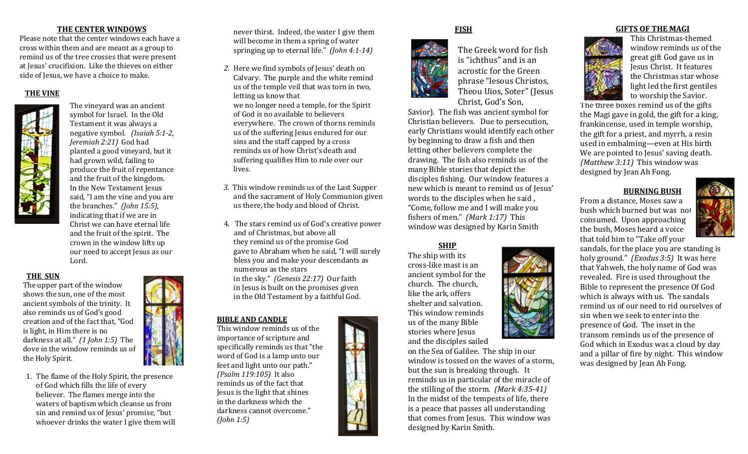## THE CENTER WINDOWS

Please note that the center windows each have a cross within them and are meant as a group to remind us of the tree crosses that were present at Jesus' crucifixion. Like the thieves on either side of Jesus, we have a choice to make.

### THE VINE

The vineyard was an ancient symbol for Israel. In the Old Testament it was always a negative symbol. *(Isaiah 5:1-2, Jeremiah 2:21)* God had planted a good vineyard, but it had grown wild, failing to produce the fruit of repentance and the fruit of the kingdom. In the New Testament Jesus said, "I am the vine and you are the branches." *(John 15:5)*, indicating that if we are in Christ we can have eternal life and the fruit of the spirit. The crown in the window lifts up our need to accept Jesus as our Lord.

### THE SUN

The upper part of the window shows the sun, one of the most ancient symbols of the trinity. It also reminds us of God's good creation and of the fact that, "God is light, in Him there is no darkness at all." *(1 John 1:5)* The dove in the window reminds us of the Holy Spirit.

1. The flame of the Holy Spirit, the presence of God which fills the life of every believer. The flames merge into the waters of baptism which cleanse us from sin and remind us of Jesus' promise, "but whoever drinks the water I give them will never thirst. Indeed, the water I give them will become in them a spring of water springing up to eternal life." *(John 4:1-14)*

2. Here we find symbols of Jesus' death on Calvary. The purple and the white remind us of the temple veil that was torn in two, letting us know that we no longer need a temple, for the Spirit of God is no available to believers everywhere. The crown of thorns reminds us of the suffering Jesus endured for our sins and the staff capped by a cross reminds us of how Christ's death and suffering qualifies Him to rule over our lives.

3. This window reminds us of the Last Supper and the sacrament of Holy Communion given us there, the body and blood of Christ.

4. The stars remind us of God's creative power and of Christmas, but above all they remind us of the promise God gave to Abraham when he said, "I will surely bless you and make your descendants as numerous as the stars in the sky." *(Genesis 22:17)* Our faith in Jesus is built on the promises given in the Old Testament by a faithful God.

### BIBLE AND CANDLE

This window reminds us of the importance of scripture and specifically reminds us that "the word of God is a lamp unto our feet and light unto our path." *(Psalm 119:105)* It also reminds us of the fact that Jesus is the light that shines in the darkness which the darkness cannot overcome." *(John 1:5)*

### FISH

The Greek word for fish is "ichthus" and is an acrostic for the Green phrase "Iesous Christos, Theou Uios, Soter" (Jesus Christ, God's Son, Savior). The fish was ancient symbol for Christian believers. Due to persecution, early Christians would identify each other by beginning to draw a fish and then letting other believers complete the drawing. The fish also reminds us of the many Bible stories that depict the disciples fishing. Our window features a new which is meant to remind us of Jesus' words to the disciples when he said , "Come, follow me and I will make you fishers of men." *(Mark 1:17)* This window was designed by Karin Smith

### SHIP

The ship with its cross-like mast is an ancient symbol for the church. The church, like the ark, offers shelter and salvation. This window reminds us of the many Bible stories where Jesus and the disciples sailed on the Sea of Galilee. The ship in our window is tossed on the waves of a storm, but the sun is breaking through. It reminds us in particular of the miracle of the stilling of the storm. *(Mark 4:35-41)* In the midst of the tempests of life, there is a peace that passes all understanding that comes from Jesus. This window was designed by Karin Smith.

### GIFTS OF THE MAGI

This Christmas-themed window reminds us of the great gift God gave us in Jesus Christ. It features the Christmas star whose light led the first gentiles to worship the Savior. The three boxes remind us of the gifts the Magi gave in gold, the gift for a king, frankincense, used in temple worship, the gift for a priest, and myrrh, a resin used in embalming—even at His birth We are pointed to Jesus' saving death. *(Matthew 3:11)* This window was designed by Jean Ah Fong.

### BURNING BUSH

From a distance, Moses saw a bush which burned but was not consumed. Upon approaching the bush, Moses heard a voice that told him to "Take off your sandals, for the place you are standing is holy ground." *(Exodus 3:5)* It was here that Yahweh, the holy name of God was revealed. Fire is used throughout the Bible to represent the presence Of God which is always with us. The sandals remind us of our need to rid ourselves of sin when we seek to enter into the presence of God. The inset in the transom reminds us of the presence of God which in Exodus was a cloud by day and a pillar of fire by night. This window was designed by Jean Ah Fong.